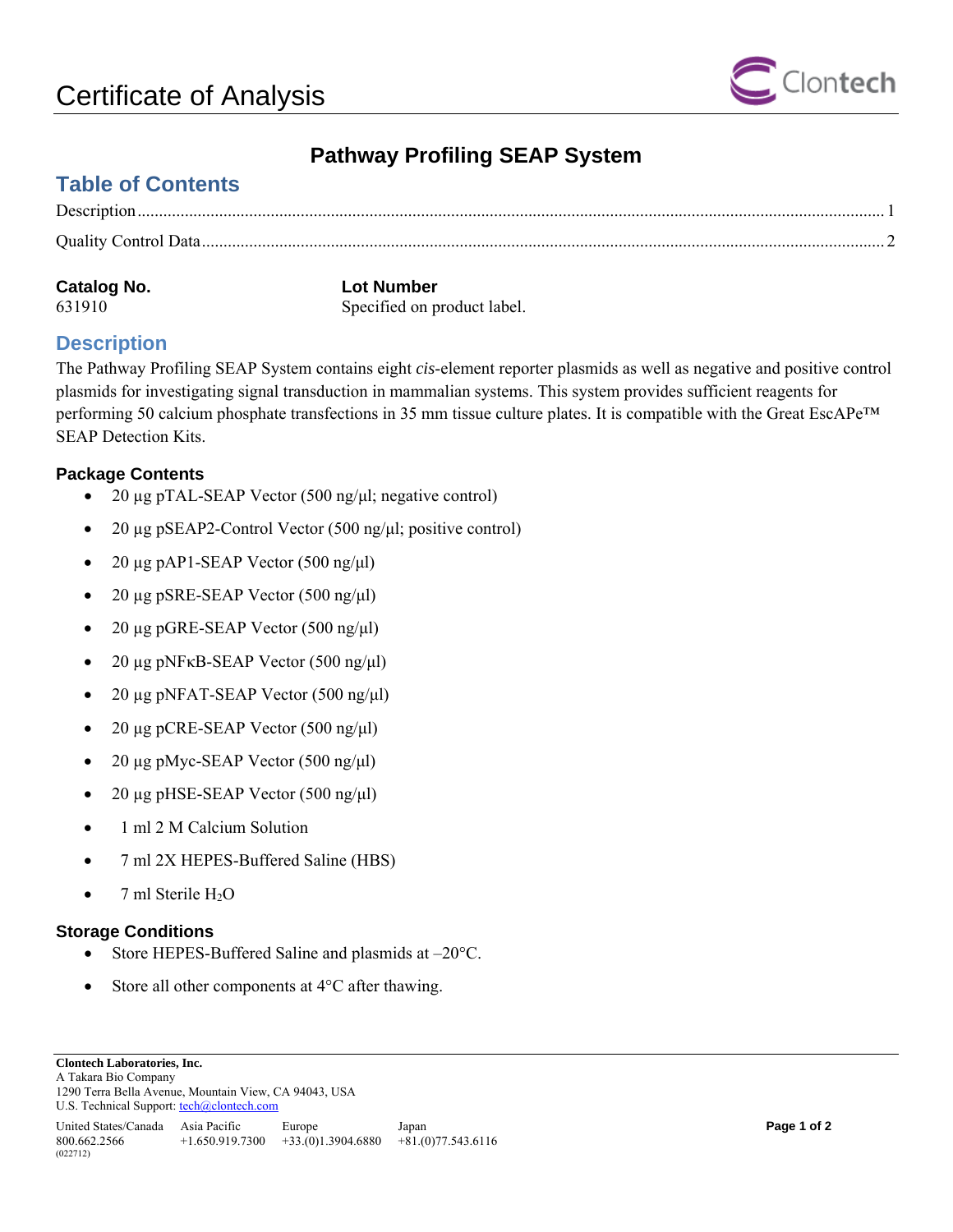# Certificate of Analysis

## Pathway Profiling SEAP System

## Table of Contents

Description ........................................................................................................ 1

Quality Control Data ........................................................................................... 2

**Catalog No.**
631910

**Lot Number**
Specified on product label.

## Description

The Pathway Profiling SEAP System contains eight *cis*-element reporter plasmids as well as negative and positive control plasmids for investigating signal transduction in mammalian systems. This system provides sufficient reagents for performing 50 calcium phosphate transfections in 35 mm tissue culture plates. It is compatible with the Great EscAPe™ SEAP Detection Kits.

### Package Contents

- 20 µg pTAL-SEAP Vector (500 ng/µl; negative control)
- 20 µg pSEAP2-Control Vector (500 ng/µl; positive control)
- 20 µg pAP1-SEAP Vector (500 ng/µl)
- 20 µg pSRE-SEAP Vector (500 ng/µl)
- 20 µg pGRE-SEAP Vector (500 ng/µl)
- 20 µg pNFκB-SEAP Vector (500 ng/µl)
- 20 µg pNFAT-SEAP Vector (500 ng/µl)
- 20 µg pCRE-SEAP Vector (500 ng/µl)
- 20 µg pMyc-SEAP Vector (500 ng/µl)
- 20 µg pHSE-SEAP Vector (500 ng/µl)
- 1 ml 2 M Calcium Solution
- 7 ml 2X HEPES-Buffered Saline (HBS)
- 7 ml Sterile $H_2O$

### Storage Conditions

- Store HEPES-Buffered Saline and plasmids at –20°C.
- Store all other components at 4°C after thawing.

**Clontech Laboratories, Inc.**
A Takara Bio Company
1290 Terra Bella Avenue, Mountain View, CA 94043, USA
U.S. Technical Support: tech@clontech.com

| United States/Canada | Asia Pacific | Europe | Japan |
|---|---|---|---|
| 800.662.2566 | +1.650.919.7300 | +33.(0)1.3904.6880 | +81.(0)77.543.6116 |

(022712)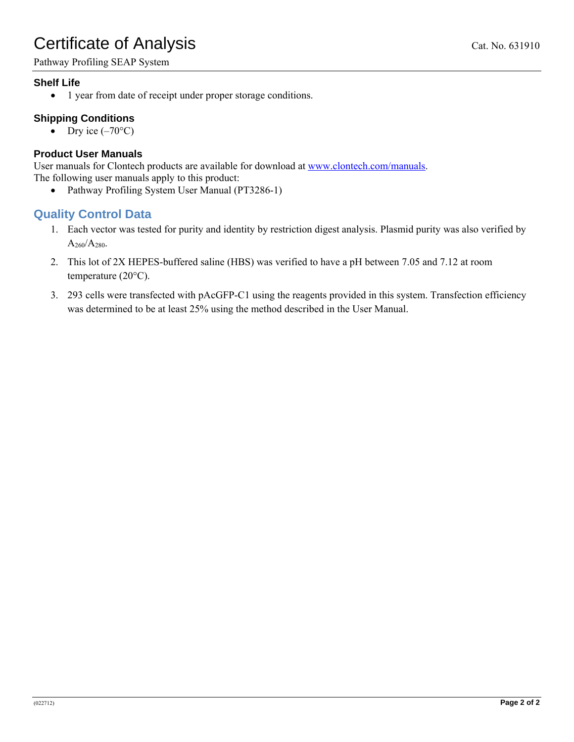### Shelf Life

- 1 year from date of receipt under proper storage conditions.

### Shipping Conditions

- Dry ice (–70°C)

### Product User Manuals

User manuals for Clontech products are available for download at [www.clontech.com/manuals](http://www.clontech.com/manuals).
The following user manuals apply to this product:

- Pathway Profiling System User Manual (PT3286-1)

## Quality Control Data

1. Each vector was tested for purity and identity by restriction digest analysis. Plasmid purity was also verified by $A_{260}/A_{280}$.
2. This lot of 2X HEPES-buffered saline (HBS) was verified to have a pH between 7.05 and 7.12 at room temperature (20°C).
3. 293 cells were transfected with pAcGFP-C1 using the reagents provided in this system. Transfection efficiency was determined to be at least 25% using the method described in the User Manual.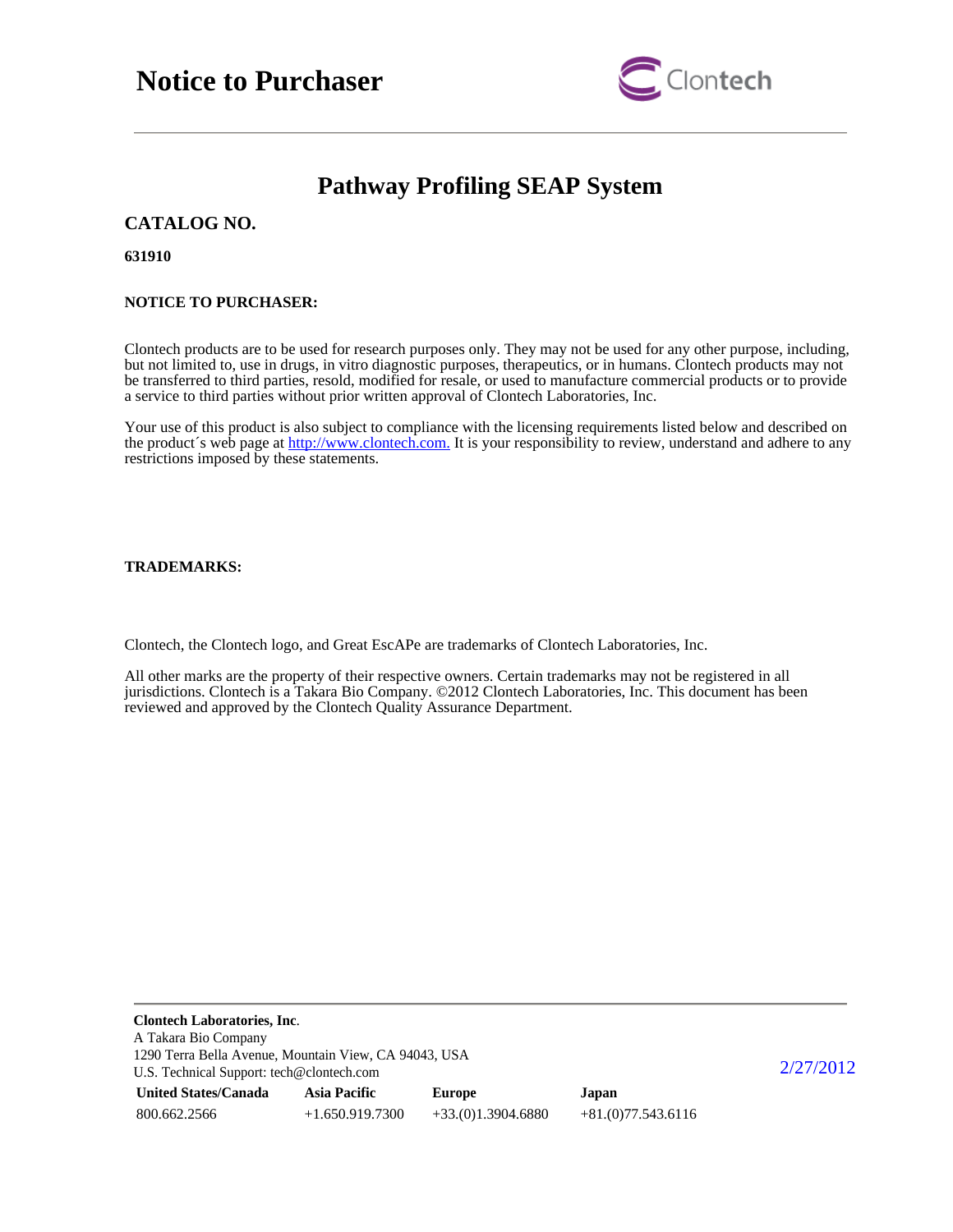# Notice to Purchaser

## Pathway Profiling SEAP System

### CATALOG NO.

**631910**

**NOTICE TO PURCHASER:**

Clontech products are to be used for research purposes only. They may not be used for any other purpose, including, but not limited to, use in drugs, in vitro diagnostic purposes, therapeutics, or in humans. Clontech products may not be transferred to third parties, resold, modified for resale, or used to manufacture commercial products or to provide a service to third parties without prior written approval of Clontech Laboratories, Inc.

Your use of this product is also subject to compliance with the licensing requirements listed below and described on the product´s web page at http://www.clontech.com. It is your responsibility to review, understand and adhere to any restrictions imposed by these statements.

**TRADEMARKS:**

Clontech, the Clontech logo, and Great EscAPe are trademarks of Clontech Laboratories, Inc.

All other marks are the property of their respective owners. Certain trademarks may not be registered in all jurisdictions. Clontech is a Takara Bio Company. ©2012 Clontech Laboratories, Inc. This document has been reviewed and approved by the Clontech Quality Assurance Department.

**Clontech Laboratories, Inc.**
A Takara Bio Company
1290 Terra Bella Avenue, Mountain View, CA 94043, USA
U.S. Technical Support: tech@clontech.com

| United States/Canada | Asia Pacific | Europe | Japan |
|---|---|---|---|
| 800.662.2566 | +1.650.919.7300 | +33.(0)1.3904.6880 | +81.(0)77.543.6116 |

2/27/2012